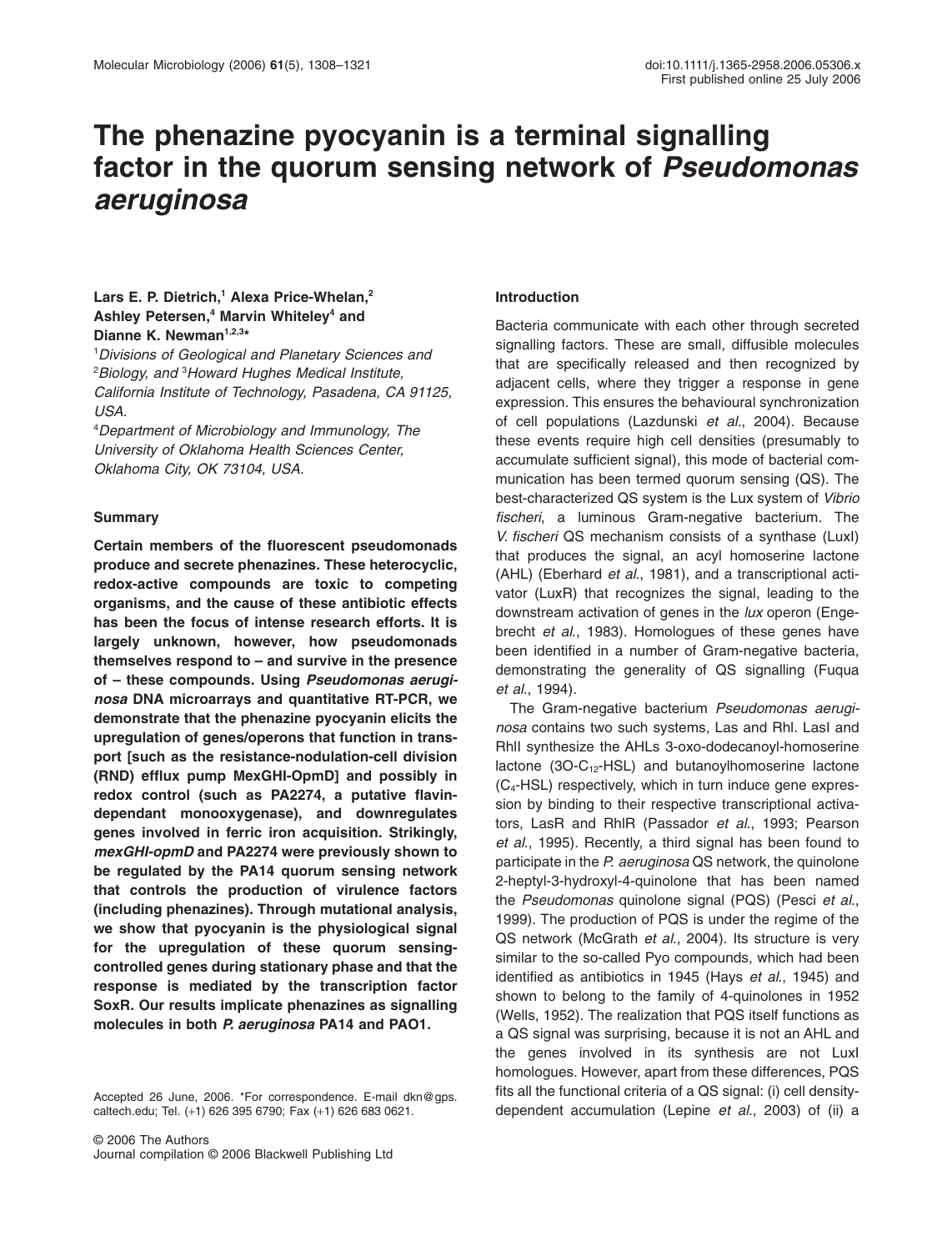# The phenazine pyocyanin is a terminal signalling factor in the quorum sensing network of *Pseudomonas aeruginosa*

**Lars E. P. Dietrich,[1] Alexa Price-Whelan,[2] Ashley Petersen,[4] Marvin Whiteley[4] and Dianne K. Newman[1,2,3]***

[1]*Divisions of Geological and Planetary Sciences and* [2]*Biology, and* [3]*Howard Hughes Medical Institute, California Institute of Technology, Pasadena, CA 91125, USA.*

[4]*Department of Microbiology and Immunology, The University of Oklahoma Health Sciences Center, Oklahoma City, OK 73104, USA.*

## Summary

**Certain members of the fluorescent pseudomonads produce and secrete phenazines. These heterocyclic, redox-active compounds are toxic to competing organisms, and the cause of these antibiotic effects has been the focus of intense research efforts. It is largely unknown, however, how pseudomonads themselves respond to – and survive in the presence of – these compounds. Using *Pseudomonas aeruginosa* DNA microarrays and quantitative RT-PCR, we demonstrate that the phenazine pyocyanin elicits the upregulation of genes/operons that function in transport [such as the resistance-nodulation-cell division (RND) efflux pump MexGHI-OpmD] and possibly in redox control (such as PA2274, a putative flavin-dependant monooxygenase), and downregulates genes involved in ferric iron acquisition. Strikingly, *mexGHI-opmD* and PA2274 were previously shown to be regulated by the PA14 quorum sensing network that controls the production of virulence factors (including phenazines). Through mutational analysis, we show that pyocyanin is the physiological signal for the upregulation of these quorum sensing-controlled genes during stationary phase and that the response is mediated by the transcription factor SoxR. Our results implicate phenazines as signalling molecules in both *P. aeruginosa* PA14 and PAO1.**

Accepted 26 June, 2006. *For correspondence. E-mail dkn@gps.caltech.edu; Tel. (+1) 626 395 6790; Fax (+1) 626 683 0621.

## Introduction

Bacteria communicate with each other through secreted signalling factors. These are small, diffusible molecules that are specifically released and then recognized by adjacent cells, where they trigger a response in gene expression. This ensures the behavioural synchronization of cell populations (Lazdunski *et al.*, 2004). Because these events require high cell densities (presumably to accumulate sufficient signal), this mode of bacterial communication has been termed quorum sensing (QS). The best-characterized QS system is the Lux system of *Vibrio fischeri*, a luminous Gram-negative bacterium. The *V. fischeri* QS mechanism consists of a synthase (LuxI) that produces the signal, an acyl homoserine lactone (AHL) (Eberhard *et al.*, 1981), and a transcriptional activator (LuxR) that recognizes the signal, leading to the downstream activation of genes in the *lux* operon (Engebrecht *et al.*, 1983). Homologues of these genes have been identified in a number of Gram-negative bacteria, demonstrating the generality of QS signalling (Fuqua *et al.*, 1994).

The Gram-negative bacterium *Pseudomonas aeruginosa* contains two such systems, Las and Rhl. LasI and RhlI synthesize the AHLs 3-oxo-dodecanoyl-homoserine lactone (3O-$C_{12}$-HSL) and butanoylhomoserine lactone ($C_4$-HSL) respectively, which in turn induce gene expression by binding to their respective transcriptional activators, LasR and RhlR (Passador *et al.*, 1993; Pearson *et al.*, 1995). Recently, a third signal has been found to participate in the *P. aeruginosa* QS network, the quinolone 2-heptyl-3-hydroxyl-4-quinolone that has been named the *Pseudomonas* quinolone signal (PQS) (Pesci *et al.*, 1999). The production of PQS is under the regime of the QS network (McGrath *et al.*, 2004). Its structure is very similar to the so-called Pyo compounds, which had been identified as antibiotics in 1945 (Hays *et al.*, 1945) and shown to belong to the family of 4-quinolones in 1952 (Wells, 1952). The realization that PQS itself functions as a QS signal was surprising, because it is not an AHL and the genes involved in its synthesis are not LuxI homologues. However, apart from these differences, PQS fits all the functional criteria of a QS signal: (i) cell density-dependent accumulation (Lepine *et al.*, 2003) of (ii) a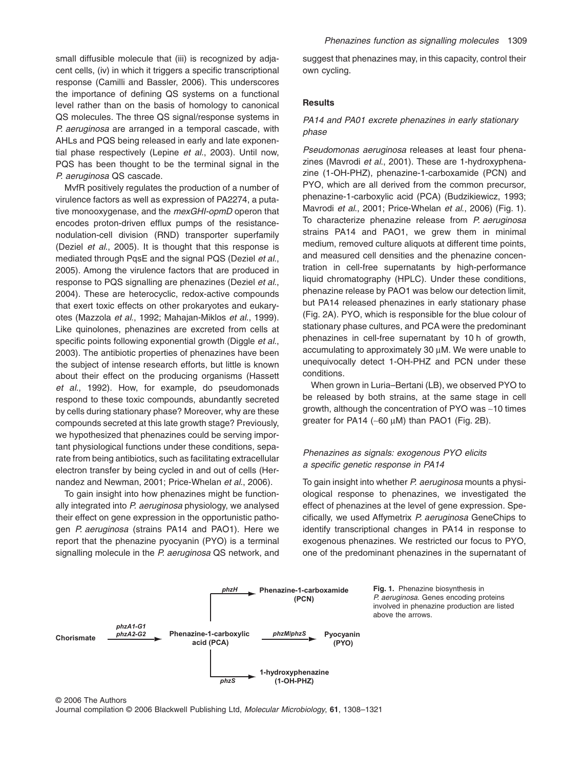small diffusible molecule that (iii) is recognized by adjacent cells, (iv) in which it triggers a specific transcriptional response (Camilli and Bassler, 2006). This underscores the importance of defining QS systems on a functional level rather than on the basis of homology to canonical QS molecules. The three QS signal/response systems in *P. aeruginosa* are arranged in a temporal cascade, with AHLs and PQS being released in early and late exponential phase respectively (Lepine *et al*., 2003). Until now, PQS has been thought to be the terminal signal in the *P. aeruginosa* QS cascade.

MvfR positively regulates the production of a number of virulence factors as well as expression of PA2274, a putative monooxygenase, and the *mexGHI-opmD* operon that encodes proton-driven efflux pumps of the resistance-nodulation-cell division (RND) transporter superfamily (Deziel *et al*., 2005). It is thought that this response is mediated through PqsE and the signal PQS (Deziel *et al*., 2005). Among the virulence factors that are produced in response to PQS signalling are phenazines (Deziel *et al*., 2004). These are heterocyclic, redox-active compounds that exert toxic effects on other prokaryotes and eukaryotes (Mazzola *et al*., 1992; Mahajan-Miklos *et al*., 1999). Like quinolones, phenazines are excreted from cells at specific points following exponential growth (Diggle *et al*., 2003). The antibiotic properties of phenazines have been the subject of intense research efforts, but little is known about their effect on the producing organisms (Hassett *et al*., 1992). How, for example, do pseudomonads respond to these toxic compounds, abundantly secreted by cells during stationary phase? Moreover, why are these compounds secreted at this late growth stage? Previously, we hypothesized that phenazines could be serving important physiological functions under these conditions, separate from being antibiotics, such as facilitating extracellular electron transfer by being cycled in and out of cells (Hernandez and Newman, 2001; Price-Whelan *et al*., 2006).

To gain insight into how phenazines might be functionally integrated into *P. aeruginosa* physiology, we analysed their effect on gene expression in the opportunistic pathogen *P. aeruginosa* (strains PA14 and PAO1). Here we report that the phenazine pyocyanin (PYO) is a terminal signalling molecule in the *P. aeruginosa* QS network, and suggest that phenazines may, in this capacity, control their own cycling.

## Results

### *PA14 and PA01 excrete phenazines in early stationary phase*

*Pseudomonas aeruginosa* releases at least four phenazines (Mavrodi *et al*., 2001). These are 1-hydroxyphenazine (1-OH-PHZ), phenazine-1-carboxamide (PCN) and PYO, which are all derived from the common precursor, phenazine-1-carboxylic acid (PCA) (Budzikiewicz, 1993; Mavrodi *et al*., 2001; Price-Whelan *et al*., 2006) (Fig. 1). To characterize phenazine release from *P. aeruginosa* strains PA14 and PAO1, we grew them in minimal medium, removed culture aliquots at different time points, and measured cell densities and the phenazine concentration in cell-free supernatants by high-performance liquid chromatography (HPLC). Under these conditions, phenazine release by PAO1 was below our detection limit, but PA14 released phenazines in early stationary phase (Fig. 2A). PYO, which is responsible for the blue colour of stationary phase cultures, and PCA were the predominant phenazines in cell-free supernatant by 10 h of growth, accumulating to approximately 30 μM. We were unable to unequivocally detect 1-OH-PHZ and PCN under these conditions.

When grown in Luria–Bertani (LB), we observed PYO to be released by both strains, at the same stage in cell growth, although the concentration of PYO was ~10 times greater for PA14 (~60 μM) than PAO1 (Fig. 2B).

### *Phenazines as signals: exogenous PYO elicits a specific genetic response in PA14*

To gain insight into whether *P. aeruginosa* mounts a physiological response to phenazines, we investigated the effect of phenazines at the level of gene expression. Specifically, we used Affymetrix *P. aeruginosa* GeneChips to identify transcriptional changes in PA14 in response to exogenous phenazines. We restricted our focus to PYO, one of the predominant phenazines in the supernatant of

Chorismate —(*phzA1-G1*, *phzA2-G2*)→ Phenazine-1-carboxylic acid (PCA)
Phenazine-1-carboxylic acid (PCA) —(*phzH*)→ Phenazine-1-carboxamide (PCN)
Phenazine-1-carboxylic acid (PCA) —(*phzM/phzS*)→ Pyocyanin (PYO)
Phenazine-1-carboxylic acid (PCA) —(*phzS*)→ 1-hydroxyphenazine (1-OH-PHZ)

**Fig. 1.** Phenazine biosynthesis in *P. aeruginosa*. Genes encoding proteins involved in phenazine production are listed above the arrows.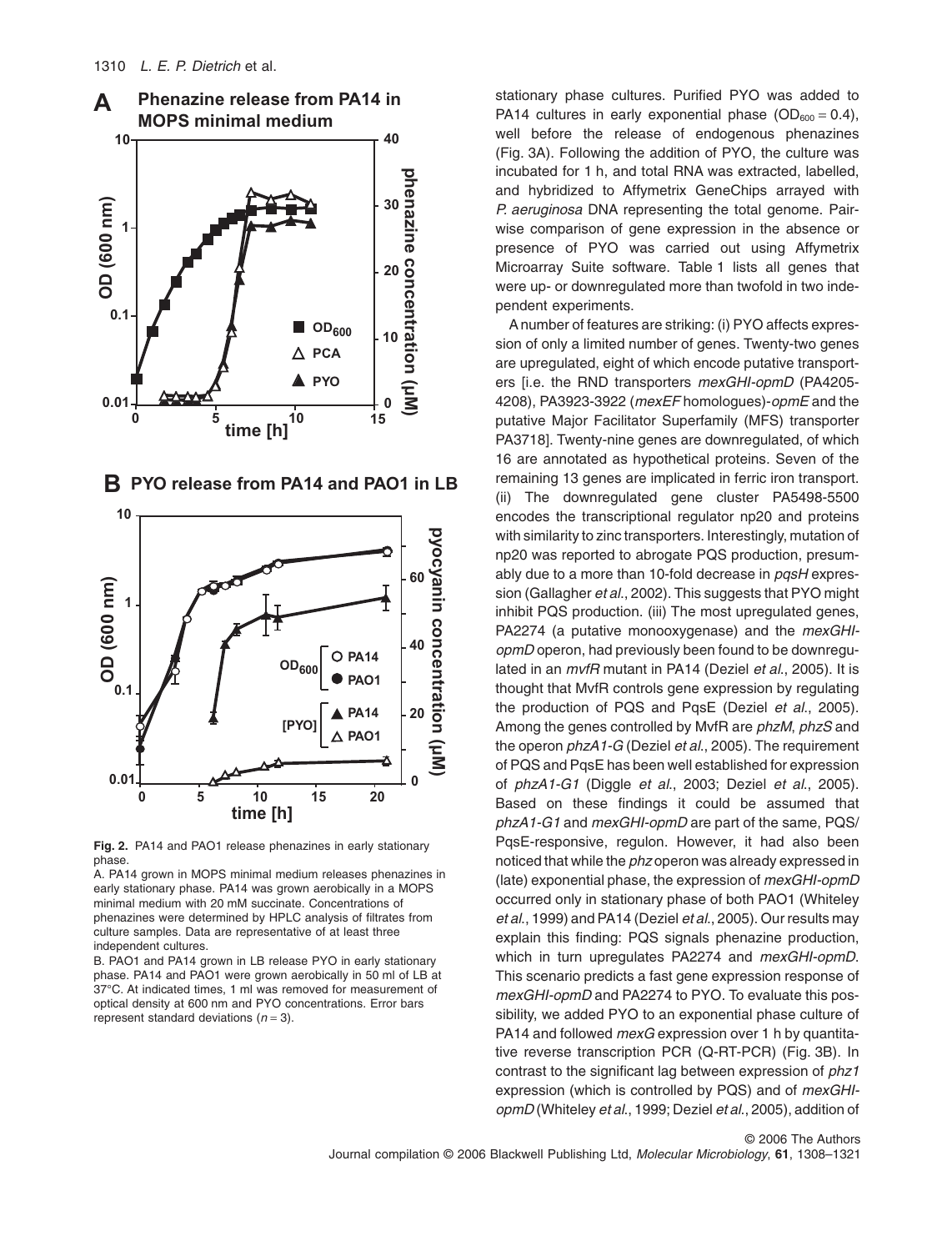**Fig. 2.** PA14 and PAO1 release phenazines in early stationary phase.

A. PA14 grown in MOPS minimal medium releases phenazines in early stationary phase. PA14 was grown aerobically in a MOPS minimal medium with 20 mM succinate. Concentrations of phenazines were determined by HPLC analysis of filtrates from culture samples. Data are representative of at least three independent cultures.

B. PAO1 and PA14 grown in LB release PYO in early stationary phase. PA14 and PAO1 were grown aerobically in 50 ml of LB at 37°C. At indicated times, 1 ml was removed for measurement of optical density at 600 nm and PYO concentrations. Error bars represent standard deviations ($n = 3$).

stationary phase cultures. Purified PYO was added to PA14 cultures in early exponential phase ($OD_{600} = 0.4$), well before the release of endogenous phenazines (Fig. 3A). Following the addition of PYO, the culture was incubated for 1 h, and total RNA was extracted, labelled, and hybridized to Affymetrix GeneChips arrayed with *P. aeruginosa* DNA representing the total genome. Pairwise comparison of gene expression in the absence or presence of PYO was carried out using Affymetrix Microarray Suite software. Table 1 lists all genes that were up- or downregulated more than twofold in two independent experiments.

A number of features are striking: (i) PYO affects expression of only a limited number of genes. Twenty-two genes are upregulated, eight of which encode putative transporters [i.e. the RND transporters *mexGHI-opmD* (PA4205-4208), PA3923-3922 (*mexEF* homologues)-*opmE* and the putative Major Facilitator Superfamily (MFS) transporter PA3718]. Twenty-nine genes are downregulated, of which 16 are annotated as hypothetical proteins. Seven of the remaining 13 genes are implicated in ferric iron transport. (ii) The downregulated gene cluster PA5498-5500 encodes the transcriptional regulator np20 and proteins with similarity to zinc transporters. Interestingly, mutation of np20 was reported to abrogate PQS production, presumably due to a more than 10-fold decrease in *pqsH* expression (Gallagher *et al.*, 2002). This suggests that PYO might inhibit PQS production. (iii) The most upregulated genes, PA2274 (a putative monooxygenase) and the *mexGHI-opmD* operon, had previously been found to be downregulated in an *mvfR* mutant in PA14 (Deziel *et al.*, 2005). It is thought that MvfR controls gene expression by regulating the production of PQS and PqsE (Deziel *et al.*, 2005). Among the genes controlled by MvfR are *phzM*, *phzS* and the operon *phzA1-G* (Deziel *et al.*, 2005). The requirement of PQS and PqsE has been well established for expression of *phzA1-G1* (Diggle *et al.*, 2003; Deziel *et al.*, 2005). Based on these findings it could be assumed that *phzA1-G1* and *mexGHI-opmD* are part of the same, PQS/PqsE-responsive, regulon. However, it had also been noticed that while the *phz* operon was already expressed in (late) exponential phase, the expression of *mexGHI-opmD* occurred only in stationary phase of both PAO1 (Whiteley *et al.*, 1999) and PA14 (Deziel *et al.*, 2005). Our results may explain this finding: PQS signals phenazine production, which in turn upregulates PA2274 and *mexGHI-opmD*. This scenario predicts a fast gene expression response of *mexGHI-opmD* and PA2274 to PYO. To evaluate this possibility, we added PYO to an exponential phase culture of PA14 and followed *mexG* expression over 1 h by quantitative reverse transcription PCR (Q-RT-PCR) (Fig. 3B). In contrast to the significant lag between expression of *phz1* expression (which is controlled by PQS) and of *mexGHI-opmD* (Whiteley *et al.*, 1999; Deziel *et al.*, 2005), addition of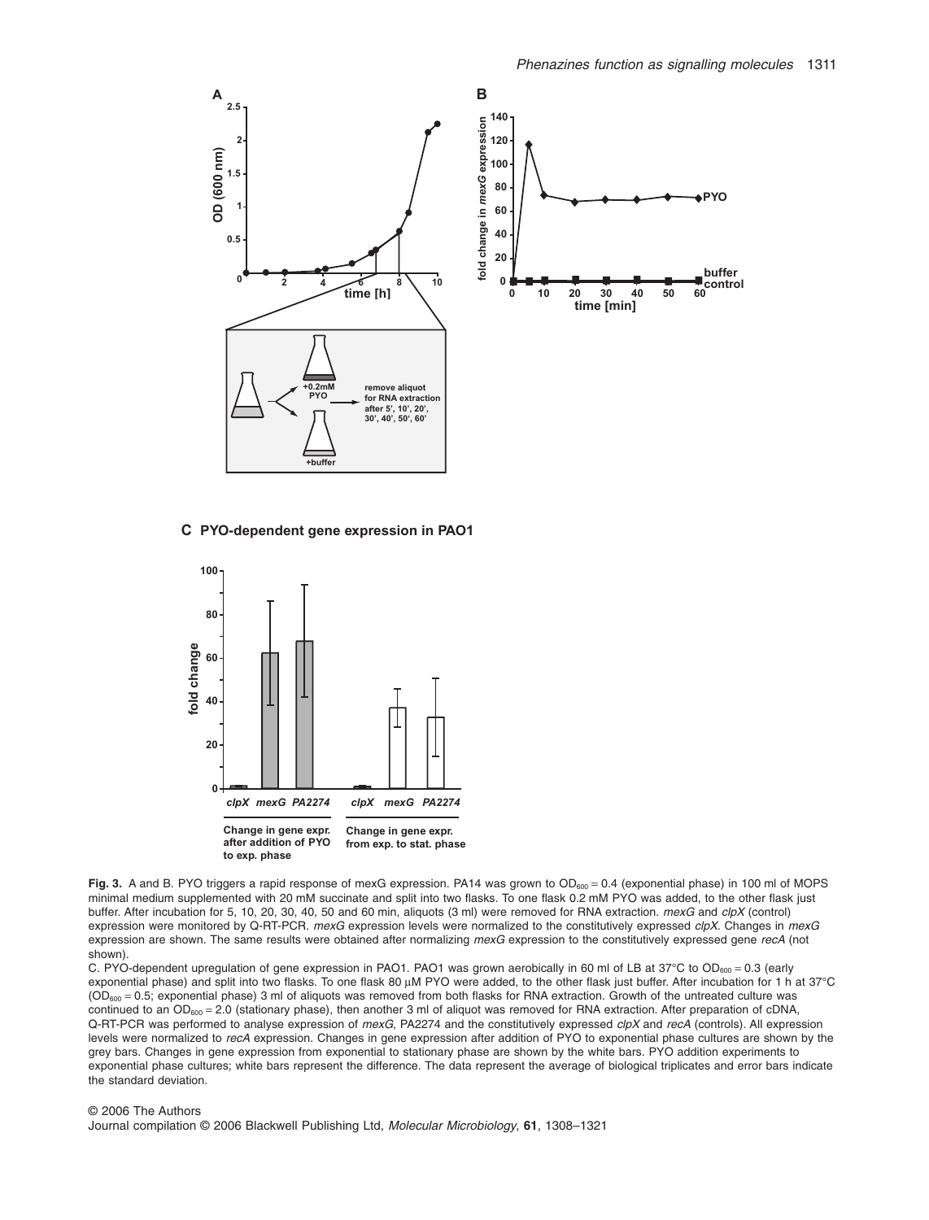**Fig. 3.** A and B. PYO triggers a rapid response of mexG expression. PA14 was grown to $OD_{600} = 0.4$ (exponential phase) in 100 ml of MOPS minimal medium supplemented with 20 mM succinate and split into two flasks. To one flask 0.2 mM PYO was added, to the other flask just buffer. After incubation for 5, 10, 20, 30, 40, 50 and 60 min, aliquots (3 ml) were removed for RNA extraction. *mexG* and *clpX* (control) expression were monitored by Q-RT-PCR. *mexG* expression levels were normalized to the constitutively expressed *clpX*. Changes in *mexG* expression are shown. The same results were obtained after normalizing *mexG* expression to the constitutively expressed gene *recA* (not shown).

C. PYO-dependent upregulation of gene expression in PAO1. PAO1 was grown aerobically in 60 ml of LB at 37°C to $OD_{600} = 0.3$ (early exponential phase) and split into two flasks. To one flask 80 μM PYO were added, to the other flask just buffer. After incubation for 1 h at 37°C ($OD_{600} = 0.5$; exponential phase) 3 ml of aliquots was removed from both flasks for RNA extraction. Growth of the untreated culture was continued to an $OD_{600} = 2.0$ (stationary phase), then another 3 ml of aliquot was removed for RNA extraction. After preparation of cDNA, Q-RT-PCR was performed to analyse expression of *mexG*, PA2274 and the constitutively expressed *clpX* and *recA* (controls). All expression levels were normalized to *recA* expression. Changes in gene expression after addition of PYO to exponential phase cultures are shown by the grey bars. Changes in gene expression from exponential to stationary phase are shown by the white bars. PYO addition experiments to exponential phase cultures; white bars represent the difference. The data represent the average of biological triplicates and error bars indicate the standard deviation.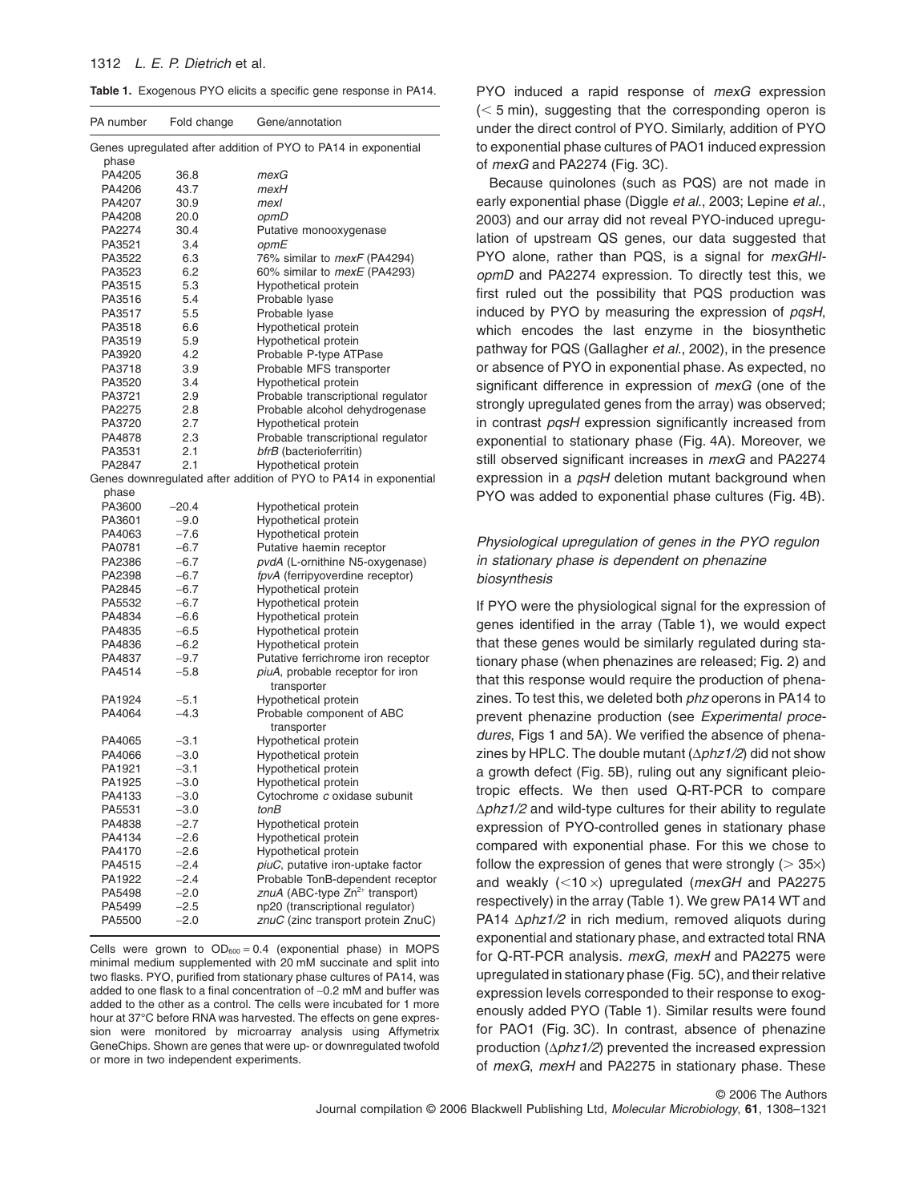**Table 1.** Exogenous PYO elicits a specific gene response in PA14.

| PA number | Fold change | Gene/annotation |
|---|---|---|
| Genes upregulated after addition of PYO to PA14 in exponential phase | | |
| PA4205 | 36.8 | *mexG* |
| PA4206 | 43.7 | *mexH* |
| PA4207 | 30.9 | *mexI* |
| PA4208 | 20.0 | *opmD* |
| PA2274 | 30.4 | Putative monooxygenase |
| PA3521 | 3.4 | *opmE* |
| PA3522 | 6.3 | 76% similar to *mexF* (PA4294) |
| PA3523 | 6.2 | 60% similar to *mexE* (PA4293) |
| PA3515 | 5.3 | Hypothetical protein |
| PA3516 | 5.4 | Probable lyase |
| PA3517 | 5.5 | Probable lyase |
| PA3518 | 6.6 | Hypothetical protein |
| PA3519 | 5.9 | Hypothetical protein |
| PA3920 | 4.2 | Probable P-type ATPase |
| PA3718 | 3.9 | Probable MFS transporter |
| PA3520 | 3.4 | Hypothetical protein |
| PA3721 | 2.9 | Probable transcriptional regulator |
| PA2275 | 2.8 | Probable alcohol dehydrogenase |
| PA3720 | 2.7 | Hypothetical protein |
| PA4878 | 2.3 | Probable transcriptional regulator |
| PA3531 | 2.1 | *bfrB* (bacterioferritin) |
| PA2847 | 2.1 | Hypothetical protein |
| Genes downregulated after addition of PYO to PA14 in exponential phase | | |
| PA3600 | −20.4 | Hypothetical protein |
| PA3601 | −9.0 | Hypothetical protein |
| PA4063 | −7.6 | Hypothetical protein |
| PA0781 | −6.7 | Putative haemin receptor |
| PA2386 | −6.7 | *pvdA* (L-ornithine N5-oxygenase) |
| PA2398 | −6.7 | *fpvA* (ferripyoverdine receptor) |
| PA2845 | −6.7 | Hypothetical protein |
| PA5532 | −6.7 | Hypothetical protein |
| PA4834 | −6.6 | Hypothetical protein |
| PA4835 | −6.5 | Hypothetical protein |
| PA4836 | −6.2 | Hypothetical protein |
| PA4837 | −9.7 | Putative ferrichrome iron receptor |
| PA4514 | −5.8 | *piuA*, probable receptor for iron transporter |
| PA1924 | −5.1 | Hypothetical protein |
| PA4064 | −4.3 | Probable component of ABC transporter |
| PA4065 | −3.1 | Hypothetical protein |
| PA4066 | −3.0 | Hypothetical protein |
| PA1921 | −3.1 | Hypothetical protein |
| PA1925 | −3.0 | Hypothetical protein |
| PA4133 | −3.0 | Cytochrome *c* oxidase subunit |
| PA5531 | −3.0 | *tonB* |
| PA4838 | −2.7 | Hypothetical protein |
| PA4134 | −2.6 | Hypothetical protein |
| PA4170 | −2.6 | Hypothetical protein |
| PA4515 | −2.4 | *piuC*, putative iron-uptake factor |
| PA1922 | −2.4 | Probable TonB-dependent receptor |
| PA5498 | −2.0 | *znuA* (ABC-type $Zn^{2+}$ transport) |
| PA5499 | −2.5 | np20 (transcriptional regulator) |
| PA5500 | −2.0 | *znuC* (zinc transport protein ZnuC) |

Cells were grown to $OD_{600} = 0.4$ (exponential phase) in MOPS minimal medium supplemented with 20 mM succinate and split into two flasks. PYO, purified from stationary phase cultures of PA14, was added to one flask to a final concentration of ~0.2 mM and buffer was added to the other as a control. The cells were incubated for 1 more hour at 37°C before RNA was harvested. The effects on gene expression were monitored by microarray analysis using Affymetrix GeneChips. Shown are genes that were up- or downregulated twofold or more in two independent experiments.

PYO induced a rapid response of *mexG* expression (< 5 min), suggesting that the corresponding operon is under the direct control of PYO. Similarly, addition of PYO to exponential phase cultures of PAO1 induced expression of *mexG* and PA2274 (Fig. 3C).

Because quinolones (such as PQS) are not made in early exponential phase (Diggle *et al.*, 2003; Lepine *et al.*, 2003) and our array did not reveal PYO-induced upregulation of upstream QS genes, our data suggested that PYO alone, rather than PQS, is a signal for *mexGHI-opmD* and PA2274 expression. To directly test this, we first ruled out the possibility that PQS production was induced by PYO by measuring the expression of *pqsH*, which encodes the last enzyme in the biosynthetic pathway for PQS (Gallagher *et al.*, 2002), in the presence or absence of PYO in exponential phase. As expected, no significant difference in expression of *mexG* (one of the strongly upregulated genes from the array) was observed; in contrast *pqsH* expression significantly increased from exponential to stationary phase (Fig. 4A). Moreover, we still observed significant increases in *mexG* and PA2274 expression in a *pqsH* deletion mutant background when PYO was added to exponential phase cultures (Fig. 4B).

### *Physiological upregulation of genes in the PYO regulon in stationary phase is dependent on phenazine biosynthesis*

If PYO were the physiological signal for the expression of genes identified in the array (Table 1), we would expect that these genes would be similarly regulated during stationary phase (when phenazines are released; Fig. 2) and that this response would require the production of phenazines. To test this, we deleted both *phz* operons in PA14 to prevent phenazine production (see *Experimental procedures*, Figs 1 and 5A). We verified the absence of phenazines by HPLC. The double mutant (Δ*phz1/2*) did not show a growth defect (Fig. 5B), ruling out any significant pleiotropic effects. We then used Q-RT-PCR to compare Δ*phz1/2* and wild-type cultures for their ability to regulate expression of PYO-controlled genes in stationary phase compared with exponential phase. For this we chose to follow the expression of genes that were strongly (> 35×) and weakly (<10 ×) upregulated (*mexGH* and PA2275 respectively) in the array (Table 1). We grew PA14 WT and PA14 Δ*phz1/2* in rich medium, removed aliquots during exponential and stationary phase, and extracted total RNA for Q-RT-PCR analysis. *mexG, mexH* and PA2275 were upregulated in stationary phase (Fig. 5C), and their relative expression levels corresponded to their response to exogenously added PYO (Table 1). Similar results were found for PAO1 (Fig. 3C). In contrast, absence of phenazine production (Δ*phz1/2*) prevented the increased expression of *mexG*, *mexH* and PA2275 in stationary phase. These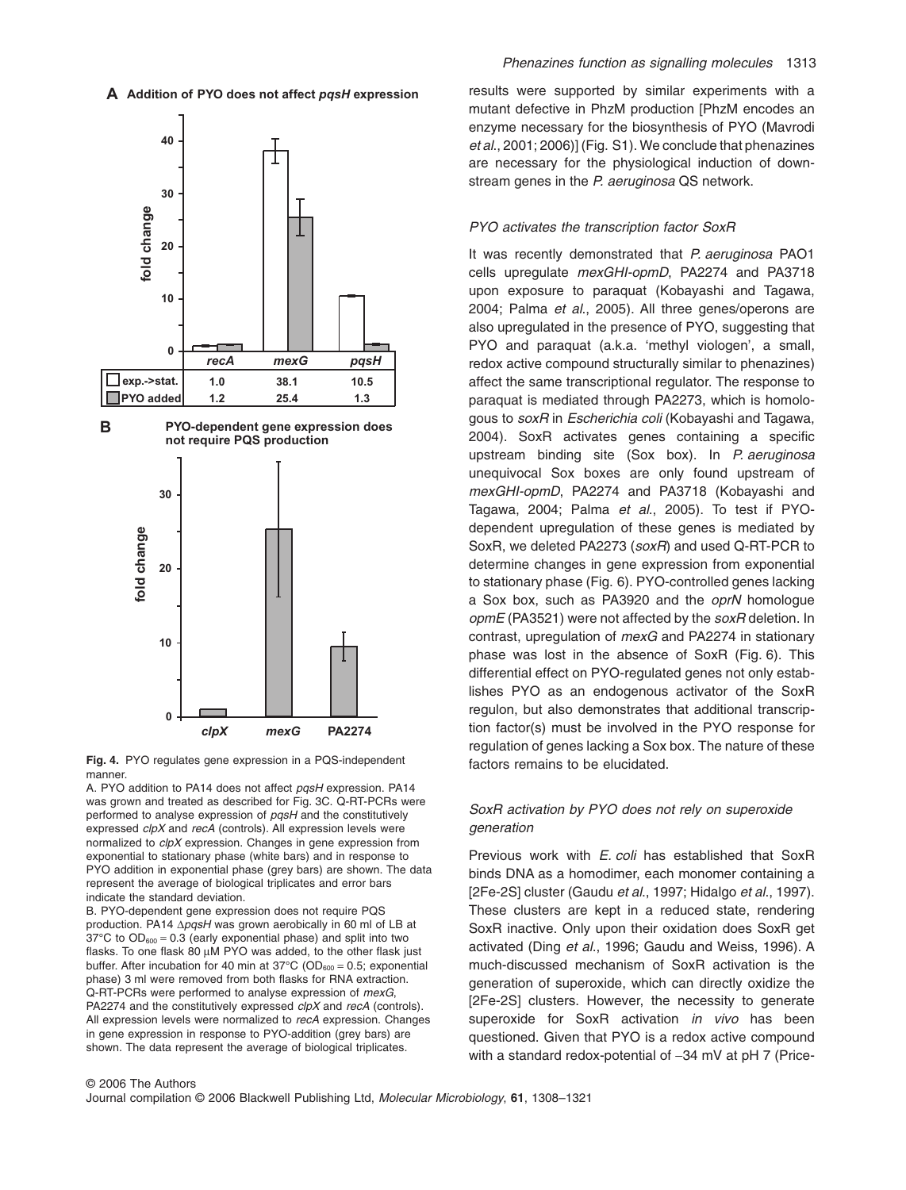**A Addition of PYO does not affect *pqsH* expression**

| | *recA* | *mexG* | *pqsH* |
|---|---|---|---|
| exp.->stat. | 1.0 | 38.1 | 10.5 |
| PYO added | 1.2 | 25.4 | 1.3 |

**B PYO-dependent gene expression does not require PQS production**

**Fig. 4.** PYO regulates gene expression in a PQS-independent manner.

A. PYO addition to PA14 does not affect *pqsH* expression. PA14 was grown and treated as described for Fig. 3C. Q-RT-PCRs were performed to analyse expression of *pqsH* and the constitutively expressed *clpX* and *recA* (controls). All expression levels were normalized to *clpX* expression. Changes in gene expression from exponential to stationary phase (white bars) and in response to PYO addition in exponential phase (grey bars) are shown. The data represent the average of biological triplicates and error bars indicate the standard deviation.

B. PYO-dependent gene expression does not require PQS production. PA14 Δ*pqsH* was grown aerobically in 60 ml of LB at 37°C to $OD_{600} = 0.3$ (early exponential phase) and split into two flasks. To one flask 80 μM PYO was added, to the other flask just buffer. After incubation for 40 min at 37°C ($OD_{600} = 0.5$; exponential phase) 3 ml were removed from both flasks for RNA extraction. Q-RT-PCRs were performed to analyse expression of *mexG*, PA2274 and the constitutively expressed *clpX* and *recA* (controls). All expression levels were normalized to *recA* expression. Changes in gene expression in response to PYO-addition (grey bars) are shown. The data represent the average of biological triplicates.

results were supported by similar experiments with a mutant defective in PhzM production [PhzM encodes an enzyme necessary for the biosynthesis of PYO (Mavrodi *et al*., 2001; 2006)] (Fig. S1). We conclude that phenazines are necessary for the physiological induction of downstream genes in the *P. aeruginosa* QS network.

### *PYO activates the transcription factor SoxR*

It was recently demonstrated that *P. aeruginosa* PAO1 cells upregulate *mexGHI-opmD*, PA2274 and PA3718 upon exposure to paraquat (Kobayashi and Tagawa, 2004; Palma *et al*., 2005). All three genes/operons are also upregulated in the presence of PYO, suggesting that PYO and paraquat (a.k.a. 'methyl viologen', a small, redox active compound structurally similar to phenazines) affect the same transcriptional regulator. The response to paraquat is mediated through PA2273, which is homologous to *soxR* in *Escherichia coli* (Kobayashi and Tagawa, 2004). SoxR activates genes containing a specific upstream binding site (Sox box). In *P. aeruginosa* unequivocal Sox boxes are only found upstream of *mexGHI-opmD*, PA2274 and PA3718 (Kobayashi and Tagawa, 2004; Palma *et al*., 2005). To test if PYO-dependent upregulation of these genes is mediated by SoxR, we deleted PA2273 (*soxR*) and used Q-RT-PCR to determine changes in gene expression from exponential to stationary phase (Fig. 6). PYO-controlled genes lacking a Sox box, such as PA3920 and the *oprN* homologue *opmE* (PA3521) were not affected by the *soxR* deletion. In contrast, upregulation of *mexG* and PA2274 in stationary phase was lost in the absence of SoxR (Fig. 6). This differential effect on PYO-regulated genes not only establishes PYO as an endogenous activator of the SoxR regulon, but also demonstrates that additional transcription factor(s) must be involved in the PYO response for regulation of genes lacking a Sox box. The nature of these factors remains to be elucidated.

### *SoxR activation by PYO does not rely on superoxide generation*

Previous work with *E. coli* has established that SoxR binds DNA as a homodimer, each monomer containing a [2Fe-2S] cluster (Gaudu *et al*., 1997; Hidalgo *et al*., 1997). These clusters are kept in a reduced state, rendering SoxR inactive. Only upon their oxidation does SoxR get activated (Ding *et al*., 1996; Gaudu and Weiss, 1996). A much-discussed mechanism of SoxR activation is the generation of superoxide, which can directly oxidize the [2Fe-2S] clusters. However, the necessity to generate superoxide for SoxR activation *in vivo* has been questioned. Given that PYO is a redox active compound with a standard redox-potential of −34 mV at pH 7 (Price-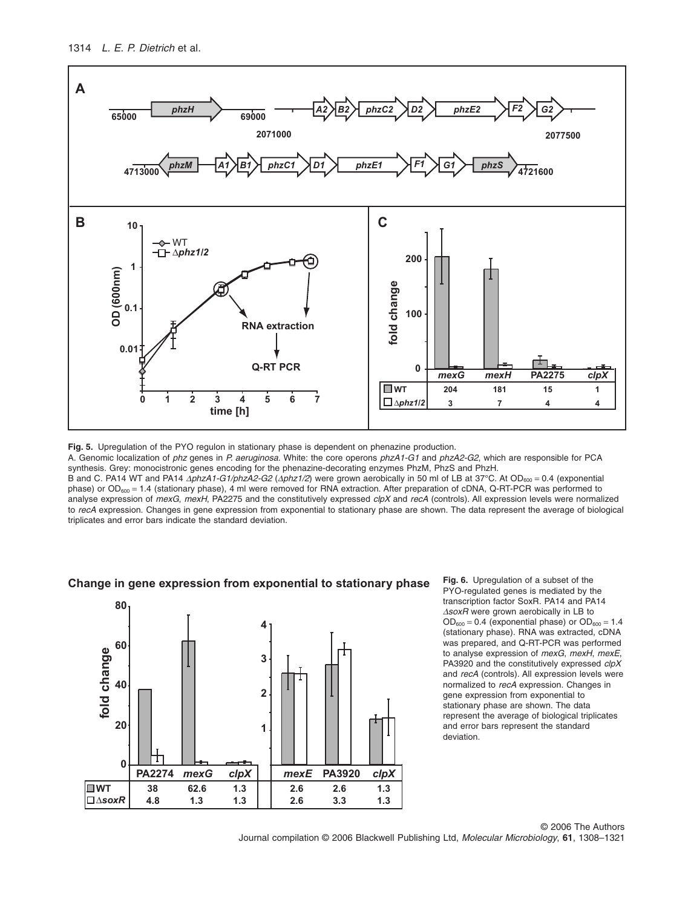**Fig. 5.** Upregulation of the PYO regulon in stationary phase is dependent on phenazine production.

A. Genomic localization of *phz* genes in *P. aeruginosa*. White: the core operons *phzA1-G1* and *phzA2-G2*, which are responsible for PCA synthesis. Grey: monocistronic genes encoding for the phenazine-decorating enzymes PhzM, PhzS and PhzH.

B and C. PA14 WT and PA14 Δ*phzA1-G1/phzA2-G2* (Δ*phz1/2*) were grown aerobically in 50 ml of LB at 37°C. At $OD_{600}$ = 0.4 (exponential phase) or $OD_{600}$ = 1.4 (stationary phase), 4 ml were removed for RNA extraction. After preparation of cDNA, Q-RT-PCR was performed to analyse expression of *mexG*, *mexH*, PA2275 and the constitutively expressed *clpX* and *recA* (controls). All expression levels were normalized to *recA* expression. Changes in gene expression from exponential to stationary phase are shown. The data represent the average of biological triplicates and error bars indicate the standard deviation.

| | *mexG* | *mexH* | PA2275 | *clpX* |
|---|---|---|---|---|
| WT | 204 | 181 | 15 | 1 |
| Δ*phz1/2* | 3 | 7 | 4 | 4 |

**Change in gene expression from exponential to stationary phase**

| | PA2274 | *mexG* | *clpX* | *mexE* | PA3920 | *clpX* |
|---|---|---|---|---|---|---|
| WT | 38 | 62.6 | 1.3 | 2.6 | 2.6 | 1.3 |
| Δ*soxR* | 4.8 | 1.3 | 1.3 | 2.6 | 3.3 | 1.3 |

**Fig. 6.** Upregulation of a subset of the PYO-regulated genes is mediated by the transcription factor SoxR. PA14 and PA14 Δ*soxR* were grown aerobically in LB to $OD_{600}$ = 0.4 (exponential phase) or $OD_{600}$ = 1.4 (stationary phase). RNA was extracted, cDNA was prepared, and Q-RT-PCR was performed to analyse expression of *mexG*, *mexH*, *mexE*, PA3920 and the constitutively expressed *clpX* and *recA* (controls). All expression levels were normalized to *recA* expression. Changes in gene expression from exponential to stationary phase are shown. The data represent the average of biological triplicates and error bars represent the standard deviation.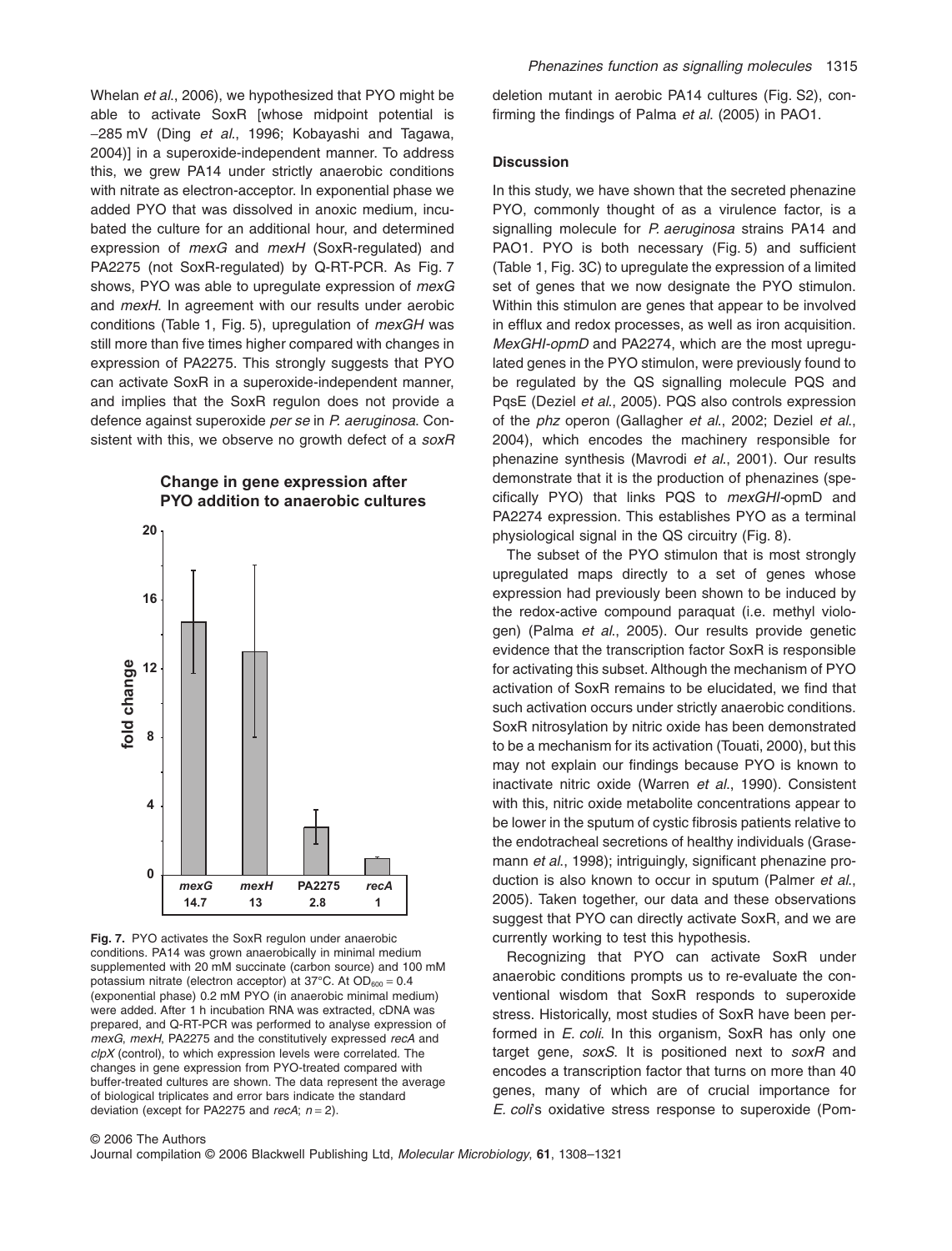Whelan *et al*., 2006), we hypothesized that PYO might be able to activate SoxR [whose midpoint potential is −285 mV (Ding *et al*., 1996; Kobayashi and Tagawa, 2004)] in a superoxide-independent manner. To address this, we grew PA14 under strictly anaerobic conditions with nitrate as electron-acceptor. In exponential phase we added PYO that was dissolved in anoxic medium, incubated the culture for an additional hour, and determined expression of *mexG* and *mexH* (SoxR-regulated) and PA2275 (not SoxR-regulated) by Q-RT-PCR. As Fig. 7 shows, PYO was able to upregulate expression of *mexG* and *mexH*. In agreement with our results under aerobic conditions (Table 1, Fig. 5), upregulation of *mexGH* was still more than five times higher compared with changes in expression of PA2275. This strongly suggests that PYO can activate SoxR in a superoxide-independent manner, and implies that the SoxR regulon does not provide a defence against superoxide *per se* in *P. aeruginosa*. Consistent with this, we observe no growth defect of a *soxR* deletion mutant in aerobic PA14 cultures (Fig. S2), confirming the findings of Palma *et al*. (2005) in PAO1.

**Change in gene expression after PYO addition to anaerobic cultures**

| | *mexG* | *mexH* | PA2275 | *recA* |
|---|---|---|---|---|
| fold change | 14.7 | 13 | 2.8 | 1 |

**Fig. 7.** PYO activates the SoxR regulon under anaerobic conditions. PA14 was grown anaerobically in minimal medium supplemented with 20 mM succinate (carbon source) and 100 mM potassium nitrate (electron acceptor) at 37°C. At $OD_{600} = 0.4$ (exponential phase) 0.2 mM PYO (in anaerobic minimal medium) were added. After 1 h incubation RNA was extracted, cDNA was prepared, and Q-RT-PCR was performed to analyse expression of *mexG*, *mexH*, PA2275 and the constitutively expressed *recA* and *clpX* (control), to which expression levels were correlated. The changes in gene expression from PYO-treated compared with buffer-treated cultures are shown. The data represent the average of biological triplicates and error bars indicate the standard deviation (except for PA2275 and *recA*; $n = 2$).

## Discussion

In this study, we have shown that the secreted phenazine PYO, commonly thought of as a virulence factor, is a signalling molecule for *P. aeruginosa* strains PA14 and PAO1. PYO is both necessary (Fig. 5) and sufficient (Table 1, Fig. 3C) to upregulate the expression of a limited set of genes that we now designate the PYO stimulon. Within this stimulon are genes that appear to be involved in efflux and redox processes, as well as iron acquisition. *MexGHI-opmD* and PA2274, which are the most upregulated genes in the PYO stimulon, were previously found to be regulated by the QS signalling molecule PQS and PqsE (Deziel *et al*., 2005). PQS also controls expression of the *phz* operon (Gallagher *et al*., 2002; Deziel *et al*., 2004), which encodes the machinery responsible for phenazine synthesis (Mavrodi *et al*., 2001). Our results demonstrate that it is the production of phenazines (specifically PYO) that links PQS to *mexGHI*-opmD and PA2274 expression. This establishes PYO as a terminal physiological signal in the QS circuitry (Fig. 8).

The subset of the PYO stimulon that is most strongly upregulated maps directly to a set of genes whose expression had previously been shown to be induced by the redox-active compound paraquat (i.e. methyl viologen) (Palma *et al*., 2005). Our results provide genetic evidence that the transcription factor SoxR is responsible for activating this subset. Although the mechanism of PYO activation of SoxR remains to be elucidated, we find that such activation occurs under strictly anaerobic conditions. SoxR nitrosylation by nitric oxide has been demonstrated to be a mechanism for its activation (Touati, 2000), but this may not explain our findings because PYO is known to inactivate nitric oxide (Warren *et al*., 1990). Consistent with this, nitric oxide metabolite concentrations appear to be lower in the sputum of cystic fibrosis patients relative to the endotracheal secretions of healthy individuals (Grasemann *et al*., 1998); intriguingly, significant phenazine production is also known to occur in sputum (Palmer *et al*., 2005). Taken together, our data and these observations suggest that PYO can directly activate SoxR, and we are currently working to test this hypothesis.

Recognizing that PYO can activate SoxR under anaerobic conditions prompts us to re-evaluate the conventional wisdom that SoxR responds to superoxide stress. Historically, most studies of SoxR have been performed in *E. coli*. In this organism, SoxR has only one target gene, *soxS*. It is positioned next to *soxR* and encodes a transcription factor that turns on more than 40 genes, many of which are of crucial importance for *E. coli*'s oxidative stress response to superoxide (Pom-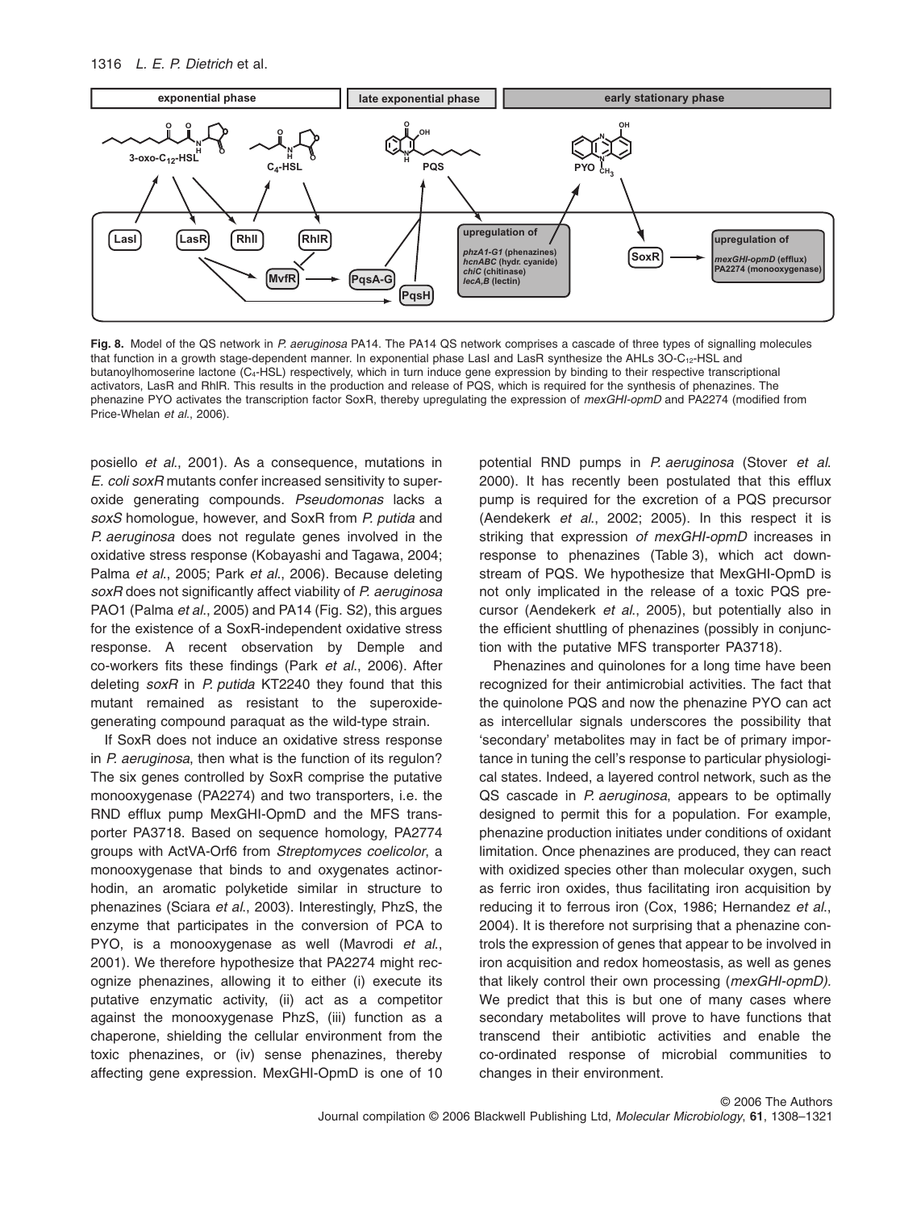**Fig. 8.** Model of the QS network in *P. aeruginosa* PA14. The PA14 QS network comprises a cascade of three types of signalling molecules that function in a growth stage-dependent manner. In exponential phase LasI and LasR synthesize the AHLs 3O-$C_{12}$-HSL and butanoylhomoserine lactone ($C_4$-HSL) respectively, which in turn induce gene expression by binding to their respective transcriptional activators, LasR and RhlR. This results in the production and release of PQS, which is required for the synthesis of phenazines. The phenazine PYO activates the transcription factor SoxR, thereby upregulating the expression of *mexGHI-opmD* and PA2274 (modified from Price-Whelan *et al*., 2006).

posiello *et al*., 2001). As a consequence, mutations in *E. coli soxR* mutants confer increased sensitivity to superoxide generating compounds. *Pseudomonas* lacks a *soxS* homologue, however, and SoxR from *P. putida* and *P. aeruginosa* does not regulate genes involved in the oxidative stress response (Kobayashi and Tagawa, 2004; Palma *et al*., 2005; Park *et al*., 2006). Because deleting *soxR* does not significantly affect viability of *P. aeruginosa* PAO1 (Palma *et al*., 2005) and PA14 (Fig. S2), this argues for the existence of a SoxR-independent oxidative stress response. A recent observation by Demple and co-workers fits these findings (Park *et al*., 2006). After deleting *soxR* in *P. putida* KT2240 they found that this mutant remained as resistant to the superoxide-generating compound paraquat as the wild-type strain.

If SoxR does not induce an oxidative stress response in *P. aeruginosa*, then what is the function of its regulon? The six genes controlled by SoxR comprise the putative monooxygenase (PA2274) and two transporters, i.e. the RND efflux pump MexGHI-OpmD and the MFS transporter PA3718. Based on sequence homology, PA2774 groups with ActVA-Orf6 from *Streptomyces coelicolor*, a monooxygenase that binds to and oxygenates actinorhodin, an aromatic polyketide similar in structure to phenazines (Sciara *et al*., 2003). Interestingly, PhzS, the enzyme that participates in the conversion of PCA to PYO, is a monooxygenase as well (Mavrodi *et al*., 2001). We therefore hypothesize that PA2274 might recognize phenazines, allowing it to either (i) execute its putative enzymatic activity, (ii) act as a competitor against the monooxygenase PhzS, (iii) function as a chaperone, shielding the cellular environment from the toxic phenazines, or (iv) sense phenazines, thereby affecting gene expression. MexGHI-OpmD is one of 10 potential RND pumps in *P. aeruginosa* (Stover *et al.* 2000). It has recently been postulated that this efflux pump is required for the excretion of a PQS precursor (Aendekerk *et al*., 2002; 2005). In this respect it is striking that expression *of mexGHI-opmD* increases in response to phenazines (Table 3), which act downstream of PQS. We hypothesize that MexGHI-OpmD is not only implicated in the release of a toxic PQS precursor (Aendekerk *et al*., 2005), but potentially also in the efficient shuttling of phenazines (possibly in conjunction with the putative MFS transporter PA3718).

Phenazines and quinolones for a long time have been recognized for their antimicrobial activities. The fact that the quinolone PQS and now the phenazine PYO can act as intercellular signals underscores the possibility that 'secondary' metabolites may in fact be of primary importance in tuning the cell's response to particular physiological states. Indeed, a layered control network, such as the QS cascade in *P. aeruginosa*, appears to be optimally designed to permit this for a population. For example, phenazine production initiates under conditions of oxidant limitation. Once phenazines are produced, they can react with oxidized species other than molecular oxygen, such as ferric iron oxides, thus facilitating iron acquisition by reducing it to ferrous iron (Cox, 1986; Hernandez *et al*., 2004). It is therefore not surprising that a phenazine controls the expression of genes that appear to be involved in iron acquisition and redox homeostasis, as well as genes that likely control their own processing (*mexGHI-opmD).* We predict that this is but one of many cases where secondary metabolites will prove to have functions that transcend their antibiotic activities and enable the co-ordinated response of microbial communities to changes in their environment.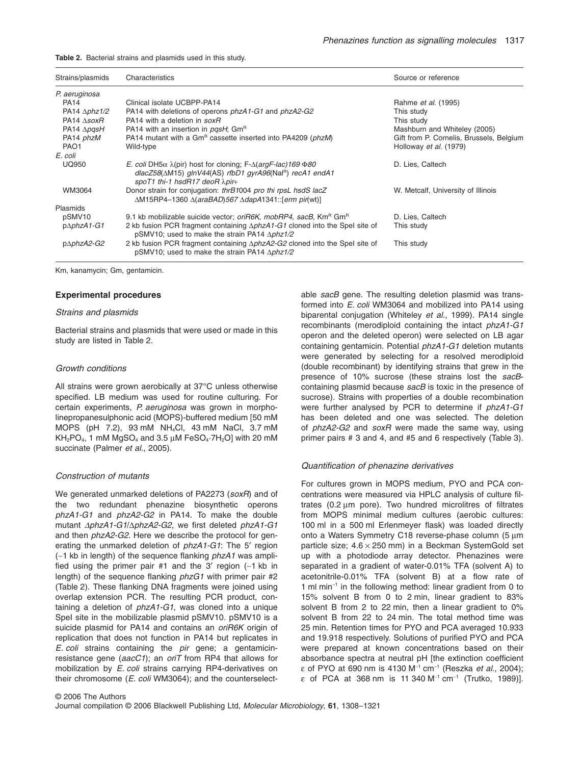**Table 2.** Bacterial strains and plasmids used in this study.

| Strains/plasmids | Characteristics | Source or reference |
|---|---|---|
| *P. aeruginosa* | | |
| PA14 | Clinical isolate UCBPP-PA14 | Rahme *et al.* (1995) |
| PA14 Δ*phz1/2* | PA14 with deletions of operons *phzA1-G1* and *phzA2-G2* | This study |
| PA14 Δ*soxR* | PA14 with a deletion in *soxR* | This study |
| PA14 Δ*pqsH* | PA14 with an insertion in *pqsH*; $Gm^R$ | Mashburn and Whiteley (2005) |
| PA14 *phzM* | PA14 mutant with a $Gm^R$ cassette inserted into PA4209 (*phzM*) | Gift from P. Cornelis, Brussels, Belgium |
| PAO1 | Wild-type | Holloway *et al.* (1979) |
| *E. coli* | | |
| UQ950 | *E. coli* DH5α λ(pir) host for cloning; F-Δ(*argF-lac*)*169* Φ*80 dlacZ58*(ΔM15) *glnV44*(AS) *rfbD1 gyrA96*($Nal^R$) *recA1 endA1 spoT1 thi-1 hsdR17 deoR* λ*pir+* | D. Lies, Caltech |
| WM3064 | Donor strain for conjugation: *thrB1004 pro thi rpsL hsdS lacZ* ΔM15RP4–1360 Δ(*araBAD*)*567* Δ*dapA*1341::[*erm pir*(wt)] | W. Metcalf, University of Illinois |
| Plasmids | | |
| pSMV10 | 9.1 kb mobilizable suicide vector; *oriR6K*, *mobRP4*, *sacB*, $Km^R$ $Gm^R$ | D. Lies, Caltech |
| pΔ*phzA1-G1* | 2 kb fusion PCR fragment containing Δ*phzA1-G1* cloned into the SpeI site of pSMV10; used to make the strain PA14 Δ*phz1/2* | This study |
| pΔ*phzA2-G2* | 2 kb fusion PCR fragment containing Δ*phzA2-G2* cloned into the SpeI site of pSMV10; used to make the strain PA14 Δ*phz1/2* | This study |

Km, kanamycin; Gm, gentamicin.

## Experimental procedures

### *Strains and plasmids*

Bacterial strains and plasmids that were used or made in this study are listed in Table 2.

### *Growth conditions*

All strains were grown aerobically at 37°C unless otherwise specified. LB medium was used for routine culturing. For certain experiments, *P. aeruginosa* was grown in morpholinepropanesulphonic acid (MOPS)-buffered medium [50 mM MOPS (pH 7.2), 93 mM $NH_4Cl$, 43 mM NaCl, 3.7 mM $KH_2PO_4$, 1 mM $MgSO_4$ and 3.5 μM $FeSO_4 \cdot 7H_2O$] with 20 mM succinate (Palmer *et al.*, 2005).

### *Construction of mutants*

We generated unmarked deletions of PA2273 (*soxR*) and of the two redundant phenazine biosynthetic operons *phzA1-G1* and *phzA2-G2* in PA14. To make the double mutant Δ*phzA1-G1*/Δ*phzA2-G2*, we first deleted *phzA1-G1* and then *phzA2-G2*. Here we describe the protocol for generating the unmarked deletion of *phzA1-G1*: The 5′ region (~1 kb in length) of the sequence flanking *phzA1* was amplified using the primer pair #1 and the 3′ region (~1 kb in length) of the sequence flanking *phzG1* with primer pair #2 (Table 2). These flanking DNA fragments were joined using overlap extension PCR. The resulting PCR product, containing a deletion of *phzA1-G1*, was cloned into a unique SpeI site in the mobilizable plasmid pSMV10. pSMV10 is a suicide plasmid for PA14 and contains an *oriR6K* origin of replication that does not function in PA14 but replicates in *E. coli* strains containing the *pir* gene; a gentamicin-resistance gene (*aacC1*); an *oriT* from RP4 that allows for mobilization by *E. coli* strains carrying RP4-derivatives on their chromosome (*E. coli* WM3064); and the counterselectable *sacB* gene. The resulting deletion plasmid was transformed into *E. coli* WM3064 and mobilized into PA14 using biparental conjugation (Whiteley *et al.*, 1999). PA14 single recombinants (merodiploid containing the intact *phzA1-G1* operon and the deleted operon) were selected on LB agar containing gentamicin. Potential *phzA1-G1* deletion mutants were generated by selecting for a resolved merodiploid (double recombinant) by identifying strains that grew in the presence of 10% sucrose (these strains lost the *sacB*-containing plasmid because *sacB* is toxic in the presence of sucrose). Strains with properties of a double recombination were further analysed by PCR to determine if *phzA1-G1* has been deleted and one was selected. The deletion of *phzA2-G2* and *soxR* were made the same way, using primer pairs # 3 and 4, and #5 and 6 respectively (Table 3).

### *Quantification of phenazine derivatives*

For cultures grown in MOPS medium, PYO and PCA concentrations were measured via HPLC analysis of culture filtrates (0.2 μm pore). Two hundred microlitres of filtrates from MOPS minimal medium cultures (aerobic cultures: 100 ml in a 500 ml Erlenmeyer flask) was loaded directly onto a Waters Symmetry C18 reverse-phase column (5 μm particle size; 4.6 × 250 mm) in a Beckman SystemGold set up with a photodiode array detector. Phenazines were separated in a gradient of water-0.01% TFA (solvent A) to acetonitrile-0.01% TFA (solvent B) at a flow rate of 1 ml $min^{-1}$ in the following method: linear gradient from 0 to 15% solvent B from 0 to 2 min, linear gradient to 83% solvent B from 2 to 22 min, then a linear gradient to 0% solvent B from 22 to 24 min. The total method time was 25 min. Retention times for PYO and PCA averaged 10.933 and 19.918 respectively. Solutions of purified PYO and PCA were prepared at known concentrations based on their absorbance spectra at neutral pH [the extinction coefficient ε of PYO at 690 nm is 4130 $M^{-1}$ $cm^{-1}$ (Reszka *et al.*, 2004); ε of PCA at 368 nm is 11 340 $M^{-1}$ $cm^{-1}$ (Trutko, 1989)].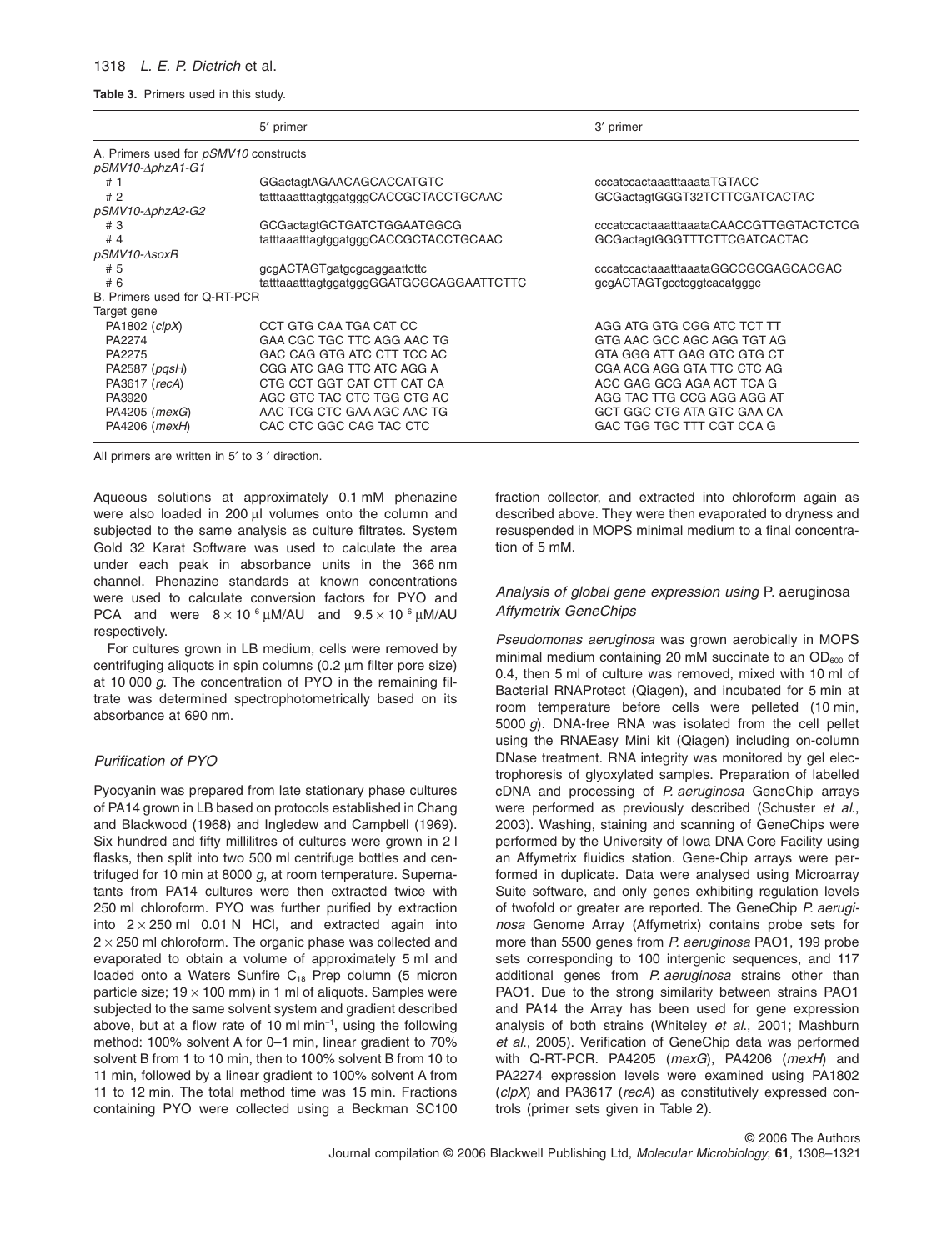**Table 3.** Primers used in this study.

| | 5′ primer | 3′ primer |
|---|---|---|
| A. Primers used for *pSMV10* constructs | | |
| *pSMV10-ΔphzA1-G1* | | |
| # 1 | GGactagtAGAACAGCACCATGTC | cccatccactaaatttaaataTGTACC |
| # 2 | tatttaaatttagtggatgggCACCGCTACCTGCAAC | GCGactagtGGGT32TCTTCGATCACTAC |
| *pSMV10-ΔphzA2-G2* | | |
| # 3 | GCGactagtGCTGATCTGGAATGGCG | cccatccactaaatttaaataCAACCGTTGGTACTCTCG |
| # 4 | tatttaaatttagtggatgggCACCGCTACCTGCAAC | GCGactagtGGGTTTCTTCGATCACTAC |
| *pSMV10-ΔsoxR* | | |
| # 5 | gcgACTAGTgatgcgcaggaattcttc | cccatccactaaatttaaataGGCCGCGAGCACGAC |
| # 6 | tatttaaatttagtggatgggGGATGCGCAGGAATTCTTC | gcgACTAGTgcctcggtcacatgggc |
| B. Primers used for Q-RT-PCR | | |
| Target gene | | |
| PA1802 (*clpX*) | CCT GTG CAA TGA CAT CC | AGG ATG GTG CGG ATC TCT TT |
| PA2274 | GAA CGC TGC TTC AGG AAC TG | GTG AAC GCC AGC AGG TGT AG |
| PA2275 | GAC CAG GTG ATC CTT TCC AC | GTA GGG ATT GAG GTC GTG CT |
| PA2587 (*pqsH*) | CGG ATC GAG TTC ATC AGG A | CGA ACG AGG GTA TTC CTC AG |
| PA3617 (*recA*) | CTG CCT GGT CAT CTT CAT CA | ACC GAG GCG AGA ACT TCA G |
| PA3920 | AGC GTC TAC CTC TGG CTG AC | AGG TAC TTG CCG AGG AGG AT |
| PA4205 (*mexG*) | AAC TCG CTC GAA AGC AAC TG | GCT GGC CTG ATA GTC GAA CA |
| PA4206 (*mexH*) | CAC CTC GGC CAG TAC CTC | GAC TGG TGC TTT CGT CCA G |

All primers are written in 5′ to 3′ direction.

Aqueous solutions at approximately 0.1 mM phenazine were also loaded in 200 μl volumes onto the column and subjected to the same analysis as culture filtrates. System Gold 32 Karat Software was used to calculate the area under each peak in absorbance units in the 366 nm channel. Phenazine standards at known concentrations were used to calculate conversion factors for PYO and PCA and were $8 \times 10^{-6}$ μM/AU and $9.5 \times 10^{-6}$ μM/AU respectively.

For cultures grown in LB medium, cells were removed by centrifuging aliquots in spin columns (0.2 μm filter pore size) at 10 000 *g*. The concentration of PYO in the remaining filtrate was determined spectrophotometrically based on its absorbance at 690 nm.

### *Purification of PYO*

Pyocyanin was prepared from late stationary phase cultures of PA14 grown in LB based on protocols established in Chang and Blackwood (1968) and Ingledew and Campbell (1969). Six hundred and fifty millilitres of cultures were grown in 2 l flasks, then split into two 500 ml centrifuge bottles and centrifuged for 10 min at 8000 *g*, at room temperature. Supernatants from PA14 cultures were then extracted twice with 250 ml chloroform. PYO was further purified by extraction into $2 \times 250$ ml 0.01 N HCl, and extracted again into $2 \times 250$ ml chloroform. The organic phase was collected and evaporated to obtain a volume of approximately 5 ml and loaded onto a Waters Sunfire $C_{18}$ Prep column (5 micron particle size; $19 \times 100$ mm) in 1 ml of aliquots. Samples were subjected to the same solvent system and gradient described above, but at a flow rate of 10 ml $\text{min}^{-1}$, using the following method: 100% solvent A for 0–1 min, linear gradient to 70% solvent B from 1 to 10 min, then to 100% solvent B from 10 to 11 min, followed by a linear gradient to 100% solvent A from 11 to 12 min. The total method time was 15 min. Fractions containing PYO were collected using a Beckman SC100 fraction collector, and extracted into chloroform again as described above. They were then evaporated to dryness and resuspended in MOPS minimal medium to a final concentration of 5 mM.

### *Analysis of global gene expression using* P. aeruginosa *Affymetrix GeneChips*

*Pseudomonas aeruginosa* was grown aerobically in MOPS minimal medium containing 20 mM succinate to an $OD_{600}$ of 0.4, then 5 ml of culture was removed, mixed with 10 ml of Bacterial RNAProtect (Qiagen), and incubated for 5 min at room temperature before cells were pelleted (10 min, 5000 *g*). DNA-free RNA was isolated from the cell pellet using the RNAEasy Mini kit (Qiagen) including on-column DNase treatment. RNA integrity was monitored by gel electrophoresis of glyoxylated samples. Preparation of labelled cDNA and processing of *P. aeruginosa* GeneChip arrays were performed as previously described (Schuster *et al*., 2003). Washing, staining and scanning of GeneChips were performed by the University of Iowa DNA Core Facility using an Affymetrix fluidics station. Gene-Chip arrays were performed in duplicate. Data were analysed using Microarray Suite software, and only genes exhibiting regulation levels of twofold or greater are reported. The GeneChip *P. aeruginosa* Genome Array (Affymetrix) contains probe sets for more than 5500 genes from *P. aeruginosa* PAO1, 199 probe sets corresponding to 100 intergenic sequences, and 117 additional genes from *P. aeruginosa* strains other than PAO1. Due to the strong similarity between strains PAO1 and PA14 the Array has been used for gene expression analysis of both strains (Whiteley *et al*., 2001; Mashburn *et al*., 2005). Verification of GeneChip data was performed with Q-RT-PCR. PA4205 (*mexG*), PA4206 (*mexH*) and PA2274 expression levels were examined using PA1802 (*clpX*) and PA3617 (*recA*) as constitutively expressed controls (primer sets given in Table 2).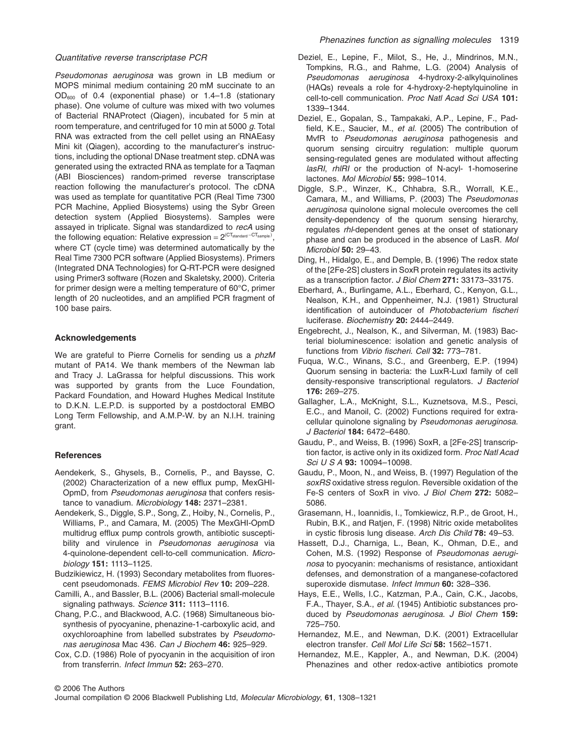### *Quantitative reverse transcriptase PCR*

*Pseudomonas aeruginosa* was grown in LB medium or MOPS minimal medium containing 20 mM succinate to an $OD_{600}$ of 0.4 (exponential phase) or 1.4–1.8 (stationary phase). One volume of culture was mixed with two volumes of Bacterial RNAProtect (Qiagen), incubated for 5 min at room temperature, and centrifuged for 10 min at 5000 *g*. Total RNA was extracted from the cell pellet using an RNAEasy Mini kit (Qiagen), according to the manufacturer's instructions, including the optional DNase treatment step. cDNA was generated using the extracted RNA as template for a Taqman (ABI Biosciences) random-primed reverse transcriptase reaction following the manufacturer's protocol. The cDNA was used as template for quantitative PCR (Real Time 7300 PCR Machine, Applied Biosystems) using the Sybr Green detection system (Applied Biosystems). Samples were assayed in triplicate. Signal was standardized to *recA* using the following equation: Relative expression = $2^{(CT_{standard} - CT_{sample})}$, where CT (cycle time) was determined automatically by the Real Time 7300 PCR software (Applied Biosystems). Primers (Integrated DNA Technologies) for Q-RT-PCR were designed using Primer3 software (Rozen and Skaletsky, 2000). Criteria for primer design were a melting temperature of 60°C, primer length of 20 nucleotides, and an amplified PCR fragment of 100 base pairs.

## Acknowledgements

We are grateful to Pierre Cornelis for sending us a *phzM* mutant of PA14. We thank members of the Newman lab and Tracy J. LaGrassa for helpful discussions. This work was supported by grants from the Luce Foundation, Packard Foundation, and Howard Hughes Medical Institute to D.K.N. L.E.P.D. is supported by a postdoctoral EMBO Long Term Fellowship, and A.M.P-W. by an N.I.H. training grant.

## References

Aendekerk, S., Ghysels, B., Cornelis, P., and Baysse, C. (2002) Characterization of a new efflux pump, MexGHI-OpmD, from *Pseudomonas aeruginosa* that confers resistance to vanadium. *Microbiology* **148:** 2371–2381.

Aendekerk, S., Diggle, S.P., Song, Z., Hoiby, N., Cornelis, P., Williams, P., and Camara, M. (2005) The MexGHI-OpmD multidrug efflux pump controls growth, antibiotic susceptibility and virulence in *Pseudomonas aeruginosa* via 4-quinolone-dependent cell-to-cell communication. *Microbiology* **151:** 1113–1125.

Budzikiewicz, H. (1993) Secondary metabolites from fluorescent pseudomonads. *FEMS Microbiol Rev* **10:** 209–228.

Camilli, A., and Bassler, B.L. (2006) Bacterial small-molecule signaling pathways. *Science* **311:** 1113–1116.

Chang, P.C., and Blackwood, A.C. (1968) Simultaneous biosynthesis of pyocyanine, phenazine-1-carboxylic acid, and oxychloroaphine from labelled substrates by *Pseudomonas aeruginosa* Mac 436. *Can J Biochem* **46:** 925–929.

Cox, C.D. (1986) Role of pyocyanin in the acquisition of iron from transferrin. *Infect Immun* **52:** 263–270.

Deziel, E., Lepine, F., Milot, S., He, J., Mindrinos, M.N., Tompkins, R.G., and Rahme, L.G. (2004) Analysis of *Pseudomonas aeruginosa* 4-hydroxy-2-alkylquinolines (HAQs) reveals a role for 4-hydroxy-2-heptylquinoline in cell-to-cell communication. *Proc Natl Acad Sci USA* **101:** 1339–1344.

Deziel, E., Gopalan, S., Tampakaki, A.P., Lepine, F., Padfield, K.E., Saucier, M., *et al.* (2005) The contribution of MvfR to *Pseudomonas aeruginosa* pathogenesis and quorum sensing circuitry regulation: multiple quorum sensing-regulated genes are modulated without affecting *lasRI*, *rhlRI* or the production of N-acyl- 1-homoserine lactones. *Mol Microbiol* **55:** 998–1014.

Diggle, S.P., Winzer, K., Chhabra, S.R., Worrall, K.E., Camara, M., and Williams, P. (2003) The *Pseudomonas aeruginosa* quinolone signal molecule overcomes the cell density-dependency of the quorum sensing hierarchy, regulates *rhl*-dependent genes at the onset of stationary phase and can be produced in the absence of LasR. *Mol Microbiol* **50:** 29–43.

Ding, H., Hidalgo, E., and Demple, B. (1996) The redox state of the [2Fe-2S] clusters in SoxR protein regulates its activity as a transcription factor. *J Biol Chem* **271:** 33173–33175.

Eberhard, A., Burlingame, A.L., Eberhard, C., Kenyon, G.L., Nealson, K.H., and Oppenheimer, N.J. (1981) Structural identification of autoinducer of *Photobacterium fischeri* luciferase. *Biochemistry* **20:** 2444–2449.

Engebrecht, J., Nealson, K., and Silverman, M. (1983) Bacterial bioluminescence: isolation and genetic analysis of functions from *Vibrio fischeri*. *Cell* **32:** 773–781.

Fuqua, W.C., Winans, S.C., and Greenberg, E.P. (1994) Quorum sensing in bacteria: the LuxR-LuxI family of cell density-responsive transcriptional regulators. *J Bacteriol* **176:** 269–275.

Gallagher, L.A., McKnight, S.L., Kuznetsova, M.S., Pesci, E.C., and Manoil, C. (2002) Functions required for extracellular quinolone signaling by *Pseudomonas aeruginosa*. *J Bacteriol* **184:** 6472–6480.

Gaudu, P., and Weiss, B. (1996) SoxR, a [2Fe-2S] transcription factor, is active only in its oxidized form. *Proc Natl Acad Sci U S A* **93:** 10094–10098.

Gaudu, P., Moon, N., and Weiss, B. (1997) Regulation of the *soxRS* oxidative stress regulon. Reversible oxidation of the Fe-S centers of SoxR in vivo. *J Biol Chem* **272:** 5082–5086.

Grasemann, H., Ioannidis, I., Tomkiewicz, R.P., de Groot, H., Rubin, B.K., and Ratjen, F. (1998) Nitric oxide metabolites in cystic fibrosis lung disease. *Arch Dis Child* **78:** 49–53.

Hassett, D.J., Charniga, L., Bean, K., Ohman, D.E., and Cohen, M.S. (1992) Response of *Pseudomonas aeruginosa* to pyocyanin: mechanisms of resistance, antioxidant defenses, and demonstration of a manganese-cofactored superoxide dismutase. *Infect Immun* **60:** 328–336.

Hays, E.E., Wells, I.C., Katzman, P.A., Cain, C.K., Jacobs, F.A., Thayer, S.A., *et al.* (1945) Antibiotic substances produced by *Pseudomonas aeruginosa*. *J Biol Chem* **159:** 725–750.

Hernandez, M.E., and Newman, D.K. (2001) Extracellular electron transfer. *Cell Mol Life Sci* **58:** 1562–1571.

Hernandez, M.E., Kappler, A., and Newman, D.K. (2004) Phenazines and other redox-active antibiotics promote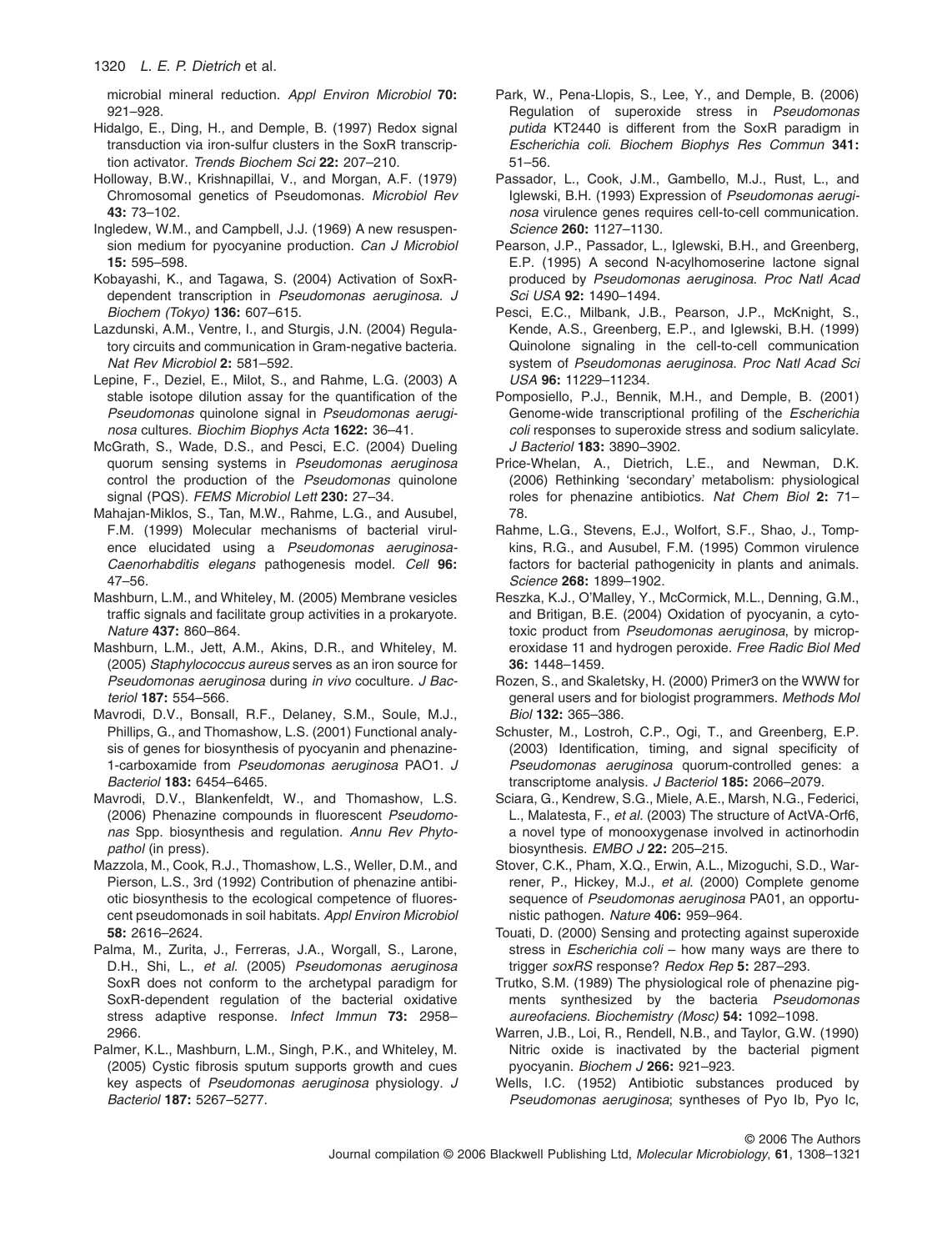microbial mineral reduction. *Appl Environ Microbiol* **70:** 921–928.

Hidalgo, E., Ding, H., and Demple, B. (1997) Redox signal transduction via iron-sulfur clusters in the SoxR transcription activator. *Trends Biochem Sci* **22:** 207–210.

Holloway, B.W., Krishnapillai, V., and Morgan, A.F. (1979) Chromosomal genetics of Pseudomonas. *Microbiol Rev* **43:** 73–102.

Ingledew, W.M., and Campbell, J.J. (1969) A new resuspension medium for pyocyanine production. *Can J Microbiol* **15:** 595–598.

Kobayashi, K., and Tagawa, S. (2004) Activation of SoxR-dependent transcription in *Pseudomonas aeruginosa*. *J Biochem (Tokyo)* **136:** 607–615.

Lazdunski, A.M., Ventre, I., and Sturgis, J.N. (2004) Regulatory circuits and communication in Gram-negative bacteria. *Nat Rev Microbiol* **2:** 581–592.

Lepine, F., Deziel, E., Milot, S., and Rahme, L.G. (2003) A stable isotope dilution assay for the quantification of the *Pseudomonas* quinolone signal in *Pseudomonas aeruginosa* cultures. *Biochim Biophys Acta* **1622:** 36–41.

McGrath, S., Wade, D.S., and Pesci, E.C. (2004) Dueling quorum sensing systems in *Pseudomonas aeruginosa* control the production of the *Pseudomonas* quinolone signal (PQS). *FEMS Microbiol Lett* **230:** 27–34.

Mahajan-Miklos, S., Tan, M.W., Rahme, L.G., and Ausubel, F.M. (1999) Molecular mechanisms of bacterial virulence elucidated using a *Pseudomonas aeruginosa*-*Caenorhabditis elegans* pathogenesis model. *Cell* **96:** 47–56.

Mashburn, L.M., and Whiteley, M. (2005) Membrane vesicles traffic signals and facilitate group activities in a prokaryote. *Nature* **437:** 860–864.

Mashburn, L.M., Jett, A.M., Akins, D.R., and Whiteley, M. (2005) *Staphylococcus aureus* serves as an iron source for *Pseudomonas aeruginosa* during *in vivo* coculture. *J Bacteriol* **187:** 554–566.

Mavrodi, D.V., Bonsall, R.F., Delaney, S.M., Soule, M.J., Phillips, G., and Thomashow, L.S. (2001) Functional analysis of genes for biosynthesis of pyocyanin and phenazine-1-carboxamide from *Pseudomonas aeruginosa* PAO1. *J Bacteriol* **183:** 6454–6465.

Mavrodi, D.V., Blankenfeldt, W., and Thomashow, L.S. (2006) Phenazine compounds in fluorescent *Pseudomonas* Spp. biosynthesis and regulation. *Annu Rev Phytopathol* (in press).

Mazzola, M., Cook, R.J., Thomashow, L.S., Weller, D.M., and Pierson, L.S., 3rd (1992) Contribution of phenazine antibiotic biosynthesis to the ecological competence of fluorescent pseudomonads in soil habitats. *Appl Environ Microbiol* **58:** 2616–2624.

Palma, M., Zurita, J., Ferreras, J.A., Worgall, S., Larone, D.H., Shi, L., *et al.* (2005) *Pseudomonas aeruginosa* SoxR does not conform to the archetypal paradigm for SoxR-dependent regulation of the bacterial oxidative stress adaptive response. *Infect Immun* **73:** 2958–2966.

Palmer, K.L., Mashburn, L.M., Singh, P.K., and Whiteley, M. (2005) Cystic fibrosis sputum supports growth and cues key aspects of *Pseudomonas aeruginosa* physiology. *J Bacteriol* **187:** 5267–5277.

Park, W., Pena-Llopis, S., Lee, Y., and Demple, B. (2006) Regulation of superoxide stress in *Pseudomonas putida* KT2440 is different from the SoxR paradigm in *Escherichia coli*. *Biochem Biophys Res Commun* **341:** 51–56.

Passador, L., Cook, J.M., Gambello, M.J., Rust, L., and Iglewski, B.H. (1993) Expression of *Pseudomonas aeruginosa* virulence genes requires cell-to-cell communication. *Science* **260:** 1127–1130.

Pearson, J.P., Passador, L., Iglewski, B.H., and Greenberg, E.P. (1995) A second N-acylhomoserine lactone signal produced by *Pseudomonas aeruginosa*. *Proc Natl Acad Sci USA* **92:** 1490–1494.

Pesci, E.C., Milbank, J.B., Pearson, J.P., McKnight, S., Kende, A.S., Greenberg, E.P., and Iglewski, B.H. (1999) Quinolone signaling in the cell-to-cell communication system of *Pseudomonas aeruginosa*. *Proc Natl Acad Sci USA* **96:** 11229–11234.

Pomposiello, P.J., Bennik, M.H., and Demple, B. (2001) Genome-wide transcriptional profiling of the *Escherichia coli* responses to superoxide stress and sodium salicylate. *J Bacteriol* **183:** 3890–3902.

Price-Whelan, A., Dietrich, L.E., and Newman, D.K. (2006) Rethinking 'secondary' metabolism: physiological roles for phenazine antibiotics. *Nat Chem Biol* **2:** 71–78.

Rahme, L.G., Stevens, E.J., Wolfort, S.F., Shao, J., Tompkins, R.G., and Ausubel, F.M. (1995) Common virulence factors for bacterial pathogenicity in plants and animals. *Science* **268:** 1899–1902.

Reszka, K.J., O'Malley, Y., McCormick, M.L., Denning, G.M., and Britigan, B.E. (2004) Oxidation of pyocyanin, a cytotoxic product from *Pseudomonas aeruginosa*, by microperoxidase 11 and hydrogen peroxide. *Free Radic Biol Med* **36:** 1448–1459.

Rozen, S., and Skaletsky, H. (2000) Primer3 on the WWW for general users and for biologist programmers. *Methods Mol Biol* **132:** 365–386.

Schuster, M., Lostroh, C.P., Ogi, T., and Greenberg, E.P. (2003) Identification, timing, and signal specificity of *Pseudomonas aeruginosa* quorum-controlled genes: a transcriptome analysis. *J Bacteriol* **185:** 2066–2079.

Sciara, G., Kendrew, S.G., Miele, A.E., Marsh, N.G., Federici, L., Malatesta, F., *et al.* (2003) The structure of ActVA-Orf6, a novel type of monooxygenase involved in actinorhodin biosynthesis. *EMBO J* **22:** 205–215.

Stover, C.K., Pham, X.Q., Erwin, A.L., Mizoguchi, S.D., Warrener, P., Hickey, M.J., *et al.* (2000) Complete genome sequence of *Pseudomonas aeruginosa* PA01, an opportunistic pathogen. *Nature* **406:** 959–964.

Touati, D. (2000) Sensing and protecting against superoxide stress in *Escherichia coli* – how many ways are there to trigger *soxRS* response? *Redox Rep* **5:** 287–293.

Trutko, S.M. (1989) The physiological role of phenazine pigments synthesized by the bacteria *Pseudomonas aureofaciens*. *Biochemistry (Mosc)* **54:** 1092–1098.

Warren, J.B., Loi, R., Rendell, N.B., and Taylor, G.W. (1990) Nitric oxide is inactivated by the bacterial pigment pyocyanin. *Biochem J* **266:** 921–923.

Wells, I.C. (1952) Antibiotic substances produced by *Pseudomonas aeruginosa*; syntheses of Pyo Ib, Pyo Ic,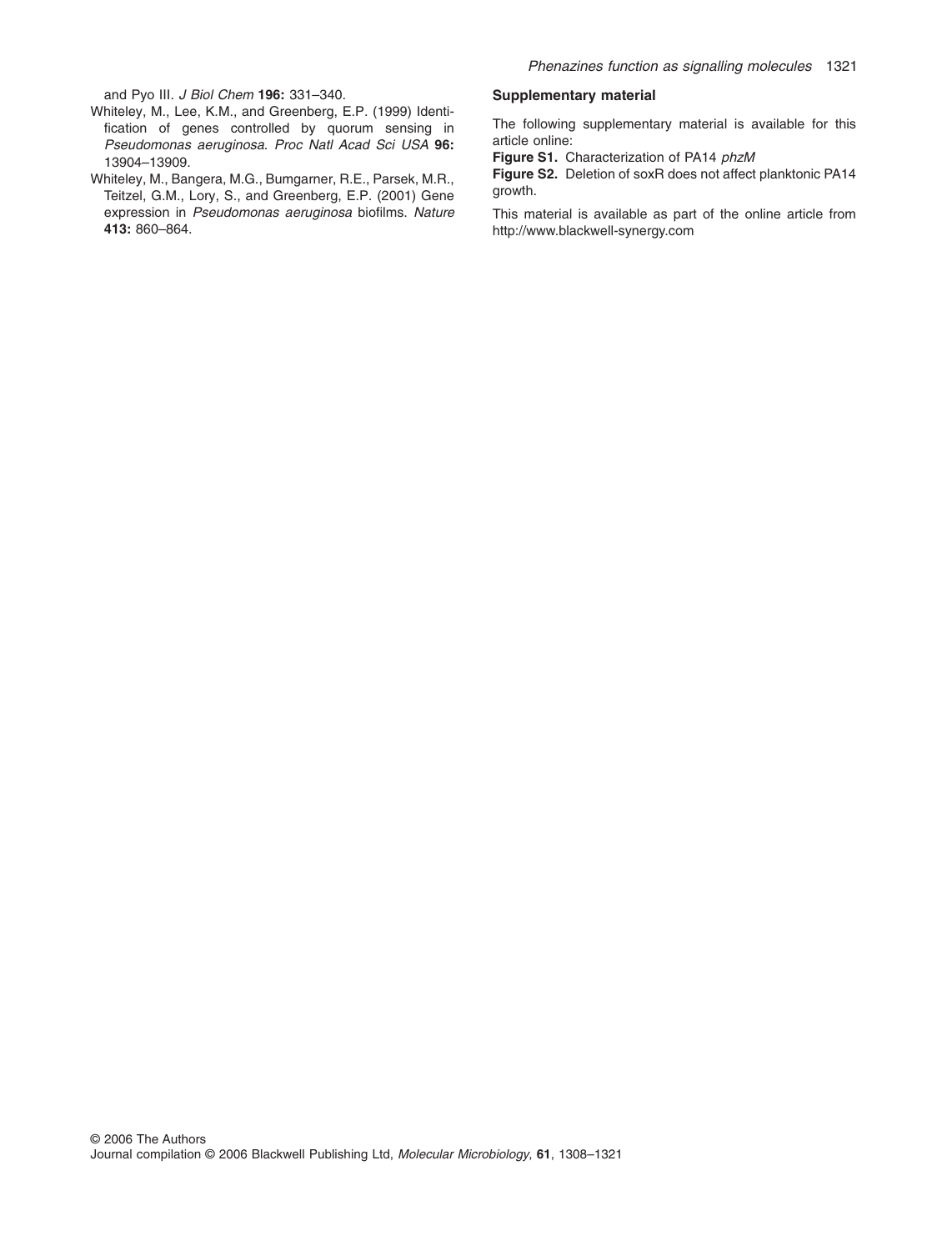and Pyo III. *J Biol Chem* **196:** 331–340.

Whiteley, M., Lee, K.M., and Greenberg, E.P. (1999) Identification of genes controlled by quorum sensing in *Pseudomonas aeruginosa*. *Proc Natl Acad Sci USA* **96:** 13904–13909.

Whiteley, M., Bangera, M.G., Bumgarner, R.E., Parsek, M.R., Teitzel, G.M., Lory, S., and Greenberg, E.P. (2001) Gene expression in *Pseudomonas aeruginosa* biofilms. *Nature* **413:** 860–864.

### Supplementary material

The following supplementary material is available for this article online:

**Figure S1.** Characterization of PA14 *phzM*

**Figure S2.** Deletion of soxR does not affect planktonic PA14 growth.

This material is available as part of the online article from http://www.blackwell-synergy.com